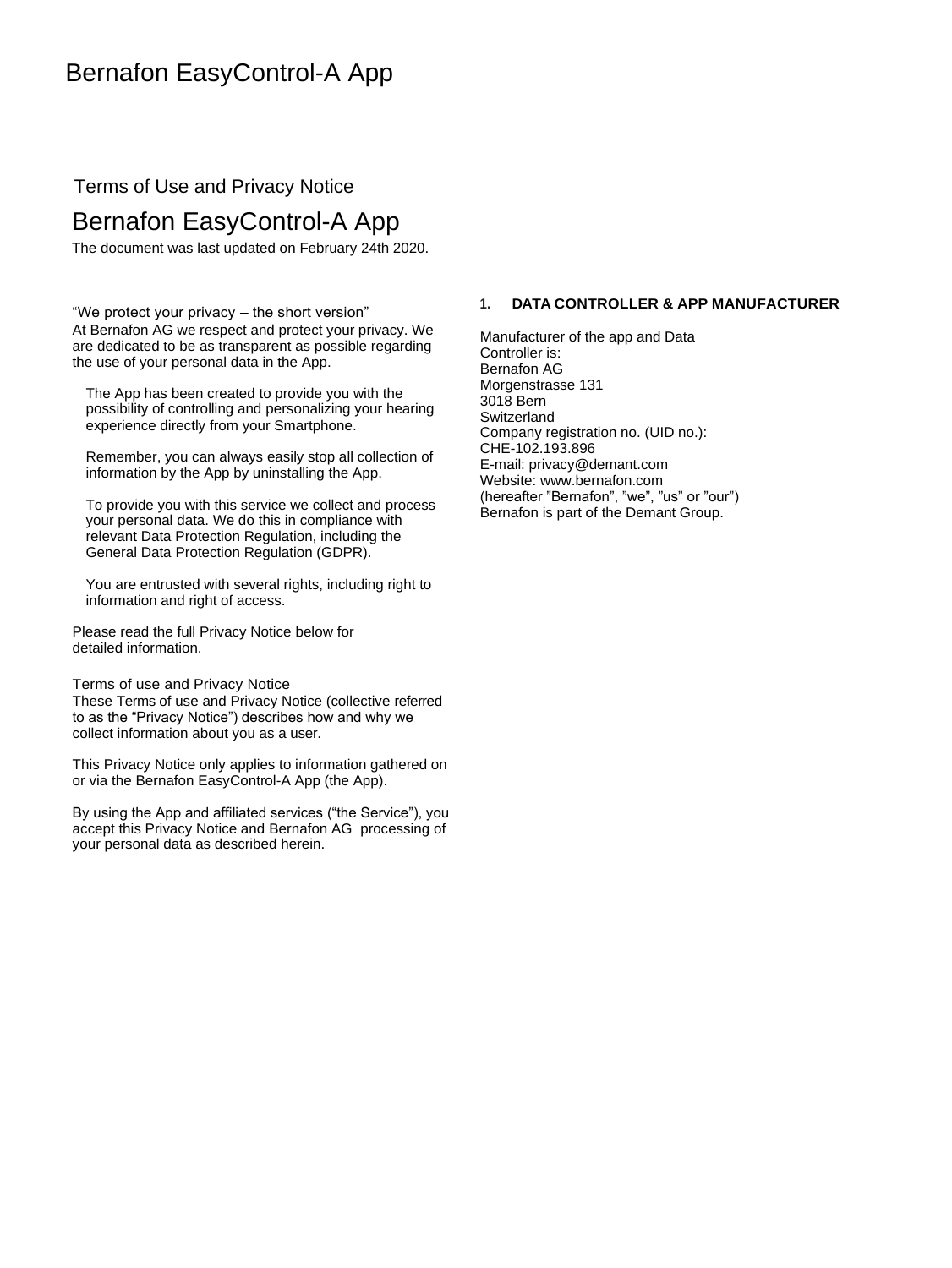# Bernafon EasyControl-A App

Terms of Use and Privacy Notice

## Bernafon EasyControl-A App

The document was last updated on February 24th 2020.

### "We protect your privacy – the short version"

At Bernafon AG we respect and protect your privacy. We are dedicated to be as transparent as possible regarding the use of your personal data in the App.

The App has been created to provide you with the possibility of controlling and personalizing your hearing experience directly from your Smartphone.

Remember, you can always easily stop all collection of information by the App by uninstalling the App.

To provide you with this service we collect and process your personal data. We do this in compliance with relevant Data Protection Regulation, including the General Data Protection Regulation (GDPR).

You are entrusted with several rights, including right to information and right of access.

Please read the full Privacy Notice below for detailed information.

### Terms of use and Privacy Notice

These Terms of use and Privacy Notice (collective referred to as the "Privacy Notice") describes how and why we collect information about you as a user.

This Privacy Notice only applies to information gathered on or via the Bernafon EasyControl-A App (the App).

By using the App and affiliated services ("the Service"), you accept this Privacy Notice and Bernafon AG processing of your personal data as described herein.

### 1. DATA CONTROLLER & APP MANUFACTURER

Manufacturer of the app and Data Controller is:  
Bernafon AG  
Morgenstrasse 131  
3018 Bern  
Switzerland  
Company registration no. (UID no.): CHE-102.193.896  
E-mail: privacy@demant.com  
Website: www.bernafon.com  
(hereafter "Bernafon", "we", "us" or "our")  
Bernafon is part of the Demant Group.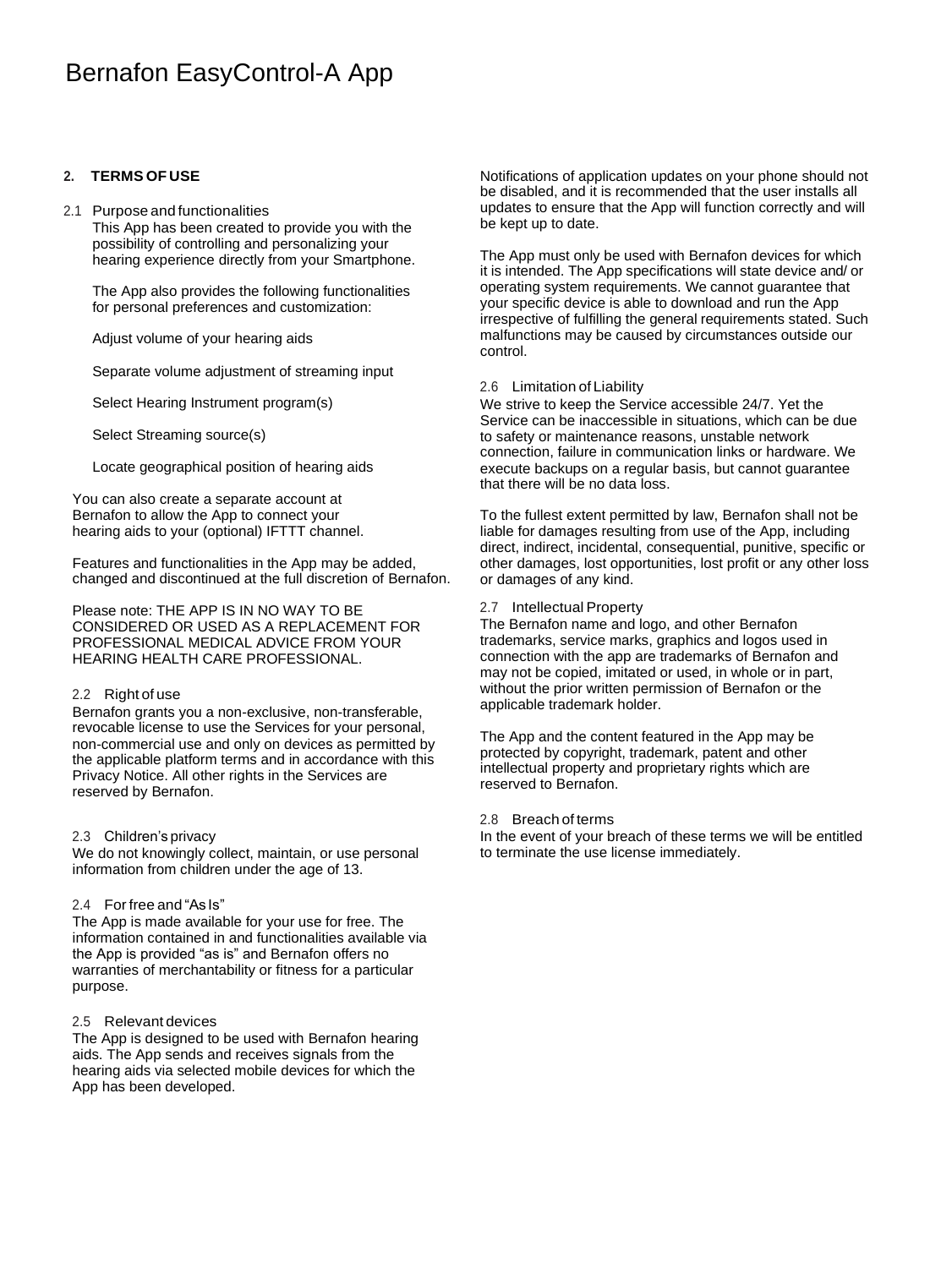# Bernafon EasyControl-A App

## 2. TERMS OF USE

### 2.1 Purpose and functionalities

This App has been created to provide you with the possibility of controlling and personalizing your hearing experience directly from your Smartphone.

The App also provides the following functionalities for personal preferences and customization:

Adjust volume of your hearing aids

Separate volume adjustment of streaming input

Select Hearing Instrument program(s)

Select Streaming source(s)

Locate geographical position of hearing aids

You can also create a separate account at Bernafon to allow the App to connect your hearing aids to your (optional) IFTTT channel.

Features and functionalities in the App may be added, changed and discontinued at the full discretion of Bernafon.

Please note: THE APP IS IN NO WAY TO BE CONSIDERED OR USED AS A REPLACEMENT FOR PROFESSIONAL MEDICAL ADVICE FROM YOUR HEARING HEALTH CARE PROFESSIONAL.

### 2.2 Right of use

Bernafon grants you a non-exclusive, non-transferable, revocable license to use the Services for your personal, non-commercial use and only on devices as permitted by the applicable platform terms and in accordance with this Privacy Notice. All other rights in the Services are reserved by Bernafon.

### 2.3 Children's privacy

We do not knowingly collect, maintain, or use personal information from children under the age of 13.

### 2.4 For free and "As Is"

The App is made available for your use for free. The information contained in and functionalities available via the App is provided "as is" and Bernafon offers no warranties of merchantability or fitness for a particular purpose.

### 2.5 Relevant devices

The App is designed to be used with Bernafon hearing aids. The App sends and receives signals from the hearing aids via selected mobile devices for which the App has been developed.

Notifications of application updates on your phone should not be disabled, and it is recommended that the user installs all updates to ensure that the App will function correctly and will be kept up to date.

The App must only be used with Bernafon devices for which it is intended. The App specifications will state device and/ or operating system requirements. We cannot guarantee that your specific device is able to download and run the App irrespective of fulfilling the general requirements stated. Such malfunctions may be caused by circumstances outside our control.

### 2.6 Limitation of Liability

We strive to keep the Service accessible 24/7. Yet the Service can be inaccessible in situations, which can be due to safety or maintenance reasons, unstable network connection, failure in communication links or hardware. We execute backups on a regular basis, but cannot guarantee that there will be no data loss.

To the fullest extent permitted by law, Bernafon shall not be liable for damages resulting from use of the App, including direct, indirect, incidental, consequential, punitive, specific or other damages, lost opportunities, lost profit or any other loss or damages of any kind.

### 2.7 Intellectual Property

The Bernafon name and logo, and other Bernafon trademarks, service marks, graphics and logos used in connection with the app are trademarks of Bernafon and may not be copied, imitated or used, in whole or in part, without the prior written permission of Bernafon or the applicable trademark holder.

The App and the content featured in the App may be protected by copyright, trademark, patent and other intellectual property and proprietary rights which are reserved to Bernafon.

### 2.8 Breach of terms

In the event of your breach of these terms we will be entitled to terminate the use license immediately.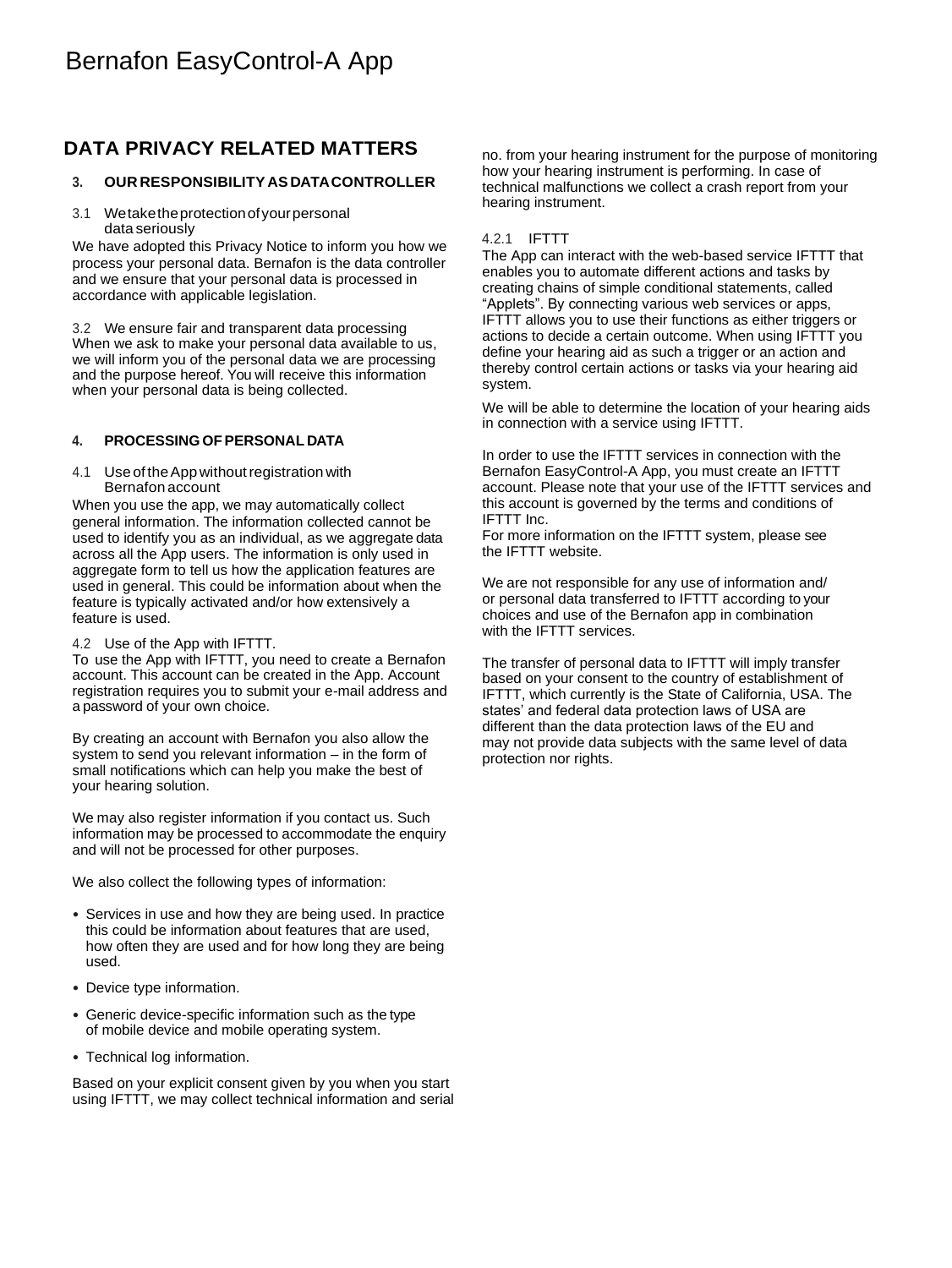# Bernafon EasyControl-A App

## DATA PRIVACY RELATED MATTERS

### 3. OUR RESPONSIBILITY AS DATA CONTROLLER

#### 3.1 We take the protection of your personal data seriously

We have adopted this Privacy Notice to inform you how we process your personal data. Bernafon is the data controller and we ensure that your personal data is processed in accordance with applicable legislation.

#### 3.2 We ensure fair and transparent data processing

When we ask to make your personal data available to us, we will inform you of the personal data we are processing and the purpose hereof. You will receive this information when your personal data is being collected.

### 4. PROCESSING OF PERSONAL DATA

#### 4.1 Use of the App without registration with Bernafon account

When you use the app, we may automatically collect general information. The information collected cannot be used to identify you as an individual, as we aggregate data across all the App users. The information is only used in aggregate form to tell us how the application features are used in general. This could be information about when the feature is typically activated and/or how extensively a feature is used.

#### 4.2 Use of the App with IFTTT.

To use the App with IFTTT, you need to create a Bernafon account. This account can be created in the App. Account registration requires you to submit your e-mail address and a password of your own choice.

By creating an account with Bernafon you also allow the system to send you relevant information – in the form of small notifications which can help you make the best of your hearing solution.

We may also register information if you contact us. Such information may be processed to accommodate the enquiry and will not be processed for other purposes.

We also collect the following types of information:

- Services in use and how they are being used. In practice this could be information about features that are used, how often they are used and for how long they are being used.
- Device type information.
- Generic device-specific information such as the type of mobile device and mobile operating system.
- Technical log information.

Based on your explicit consent given by you when you start using IFTTT, we may collect technical information and serial no. from your hearing instrument for the purpose of monitoring how your hearing instrument is performing. In case of technical malfunctions we collect a crash report from your hearing instrument.

##### 4.2.1 IFTTT

The App can interact with the web-based service IFTTT that enables you to automate different actions and tasks by creating chains of simple conditional statements, called "Applets". By connecting various web services or apps, IFTTT allows you to use their functions as either triggers or actions to decide a certain outcome. When using IFTTT you define your hearing aid as such a trigger or an action and thereby control certain actions or tasks via your hearing aid system.

We will be able to determine the location of your hearing aids in connection with a service using IFTTT.

In order to use the IFTTT services in connection with the Bernafon EasyControl-A App, you must create an IFTTT account. Please note that your use of the IFTTT services and this account is governed by the terms and conditions of IFTTT Inc.
For more information on the IFTTT system, please see the IFTTT website.

We are not responsible for any use of information and/ or personal data transferred to IFTTT according to your choices and use of the Bernafon app in combination with the IFTTT services.

The transfer of personal data to IFTTT will imply transfer based on your consent to the country of establishment of IFTTT, which currently is the State of California, USA. The states' and federal data protection laws of USA are different than the data protection laws of the EU and may not provide data subjects with the same level of data protection nor rights.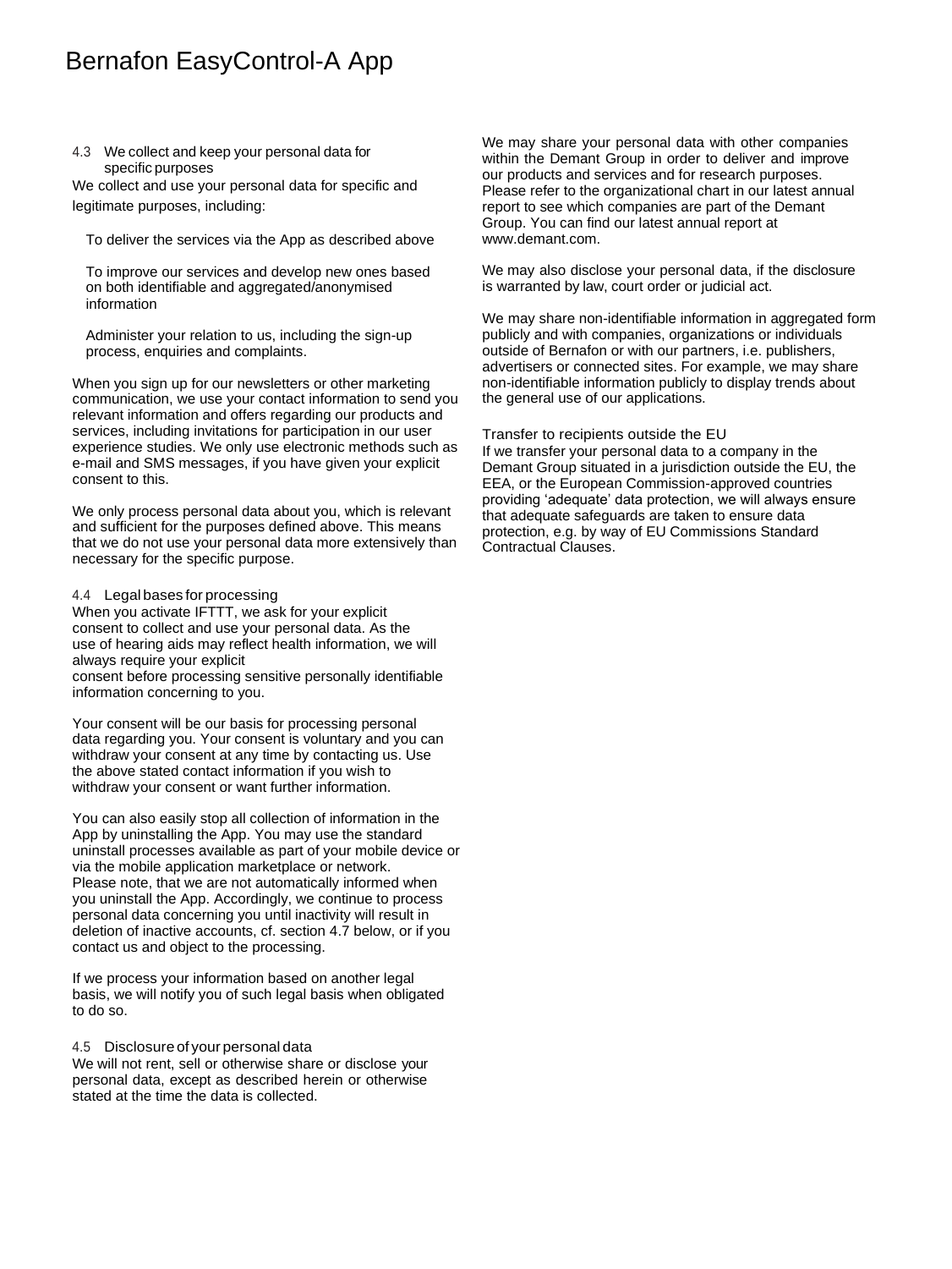### 4.3 We collect and keep your personal data for specific purposes

We collect and use your personal data for specific and legitimate purposes, including:

- To deliver the services via the App as described above
- To improve our services and develop new ones based on both identifiable and aggregated/anonymised information
- Administer your relation to us, including the sign-up process, enquiries and complaints.

When you sign up for our newsletters or other marketing communication, we use your contact information to send you relevant information and offers regarding our products and services, including invitations for participation in our user experience studies. We only use electronic methods such as e-mail and SMS messages, if you have given your explicit consent to this.

We only process personal data about you, which is relevant and sufficient for the purposes defined above. This means that we do not use your personal data more extensively than necessary for the specific purpose.

### 4.4 Legal bases for processing

When you activate IFTTT, we ask for your explicit consent to collect and use your personal data. As the use of hearing aids may reflect health information, we will always require your explicit consent before processing sensitive personally identifiable information concerning to you.

Your consent will be our basis for processing personal data regarding you. Your consent is voluntary and you can withdraw your consent at any time by contacting us. Use the above stated contact information if you wish to withdraw your consent or want further information.

You can also easily stop all collection of information in the App by uninstalling the App. You may use the standard uninstall processes available as part of your mobile device or via the mobile application marketplace or network. Please note, that we are not automatically informed when you uninstall the App. Accordingly, we continue to process personal data concerning you until inactivity will result in deletion of inactive accounts, cf. section 4.7 below, or if you contact us and object to the processing.

If we process your information based on another legal basis, we will notify you of such legal basis when obligated to do so.

### 4.5 Disclosure of your personal data

We will not rent, sell or otherwise share or disclose your personal data, except as described herein or otherwise stated at the time the data is collected.

We may share your personal data with other companies within the Demant Group in order to deliver and improve our products and services and for research purposes. Please refer to the organizational chart in our latest annual report to see which companies are part of the Demant Group. You can find our latest annual report at www.demant.com.

We may also disclose your personal data, if the disclosure is warranted by law, court order or judicial act.

We may share non-identifiable information in aggregated form publicly and with companies, organizations or individuals outside of Bernafon or with our partners, i.e. publishers, advertisers or connected sites. For example, we may share non-identifiable information publicly to display trends about the general use of our applications.

#### Transfer to recipients outside the EU

If we transfer your personal data to a company in the Demant Group situated in a jurisdiction outside the EU, the EEA, or the European Commission-approved countries providing 'adequate' data protection, we will always ensure that adequate safeguards are taken to ensure data protection, e.g. by way of EU Commissions Standard Contractual Clauses.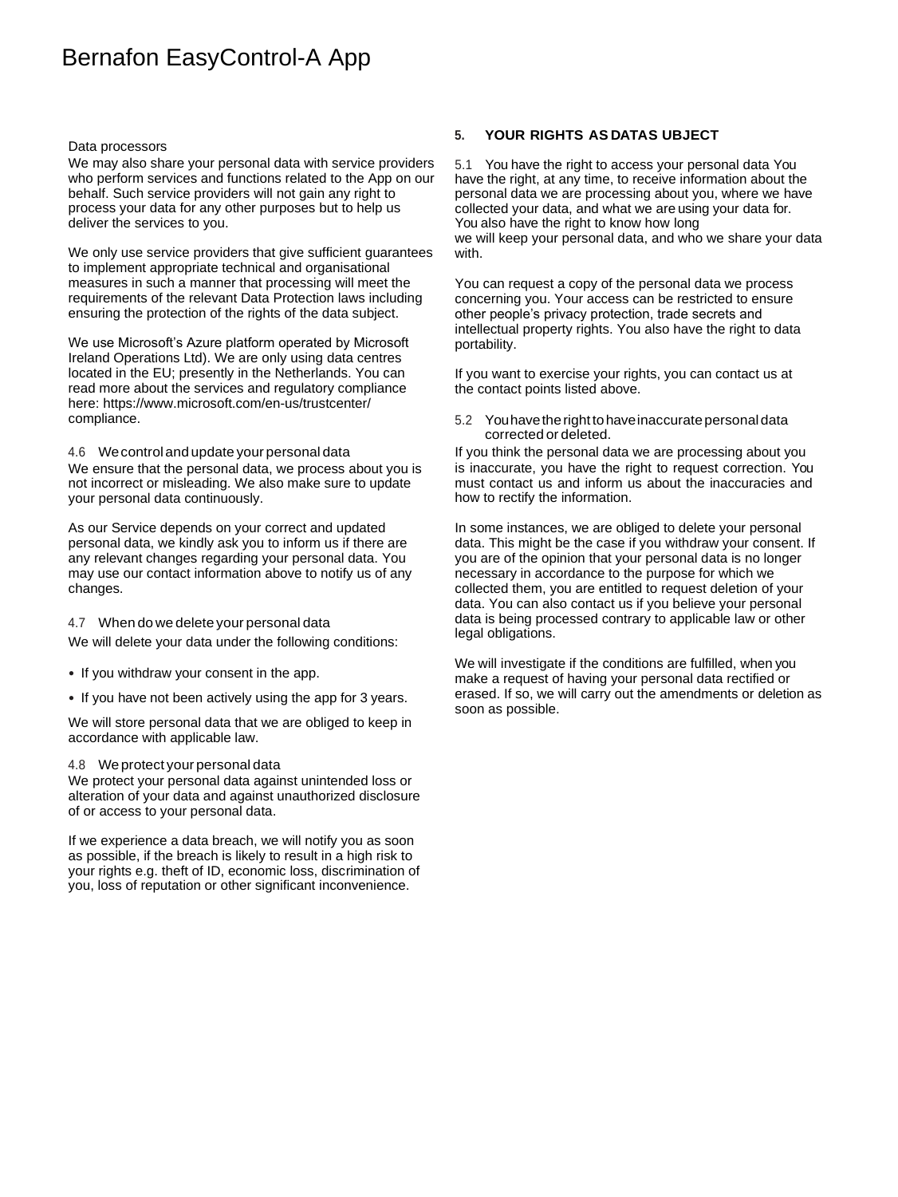Data processors

We may also share your personal data with service providers who perform services and functions related to the App on our behalf. Such service providers will not gain any right to process your data for any other purposes but to help us deliver the services to you.

We only use service providers that give sufficient guarantees to implement appropriate technical and organisational measures in such a manner that processing will meet the requirements of the relevant Data Protection laws including ensuring the protection of the rights of the data subject.

We use Microsoft's Azure platform operated by Microsoft Ireland Operations Ltd). We are only using data centres located in the EU; presently in the Netherlands. You can read more about the services and regulatory compliance here: https://www.microsoft.com/en-us/trustcenter/compliance.

### 4.6 We control and update your personal data

We ensure that the personal data, we process about you is not incorrect or misleading. We also make sure to update your personal data continuously.

As our Service depends on your correct and updated personal data, we kindly ask you to inform us if there are any relevant changes regarding your personal data. You may use our contact information above to notify us of any changes.

### 4.7 When do we delete your personal data

We will delete your data under the following conditions:

- If you withdraw your consent in the app.
- If you have not been actively using the app for 3 years.

We will store personal data that we are obliged to keep in accordance with applicable law.

### 4.8 We protect your personal data

We protect your personal data against unintended loss or alteration of your data and against unauthorized disclosure of or access to your personal data.

If we experience a data breach, we will notify you as soon as possible, if the breach is likely to result in a high risk to your rights e.g. theft of ID, economic loss, discrimination of you, loss of reputation or other significant inconvenience.

## 5. YOUR RIGHTS AS DATAS UBJECT

5.1 You have the right to access your personal data You have the right, at any time, to receive information about the personal data we are processing about you, where we have collected your data, and what we are using your data for. You also have the right to know how long we will keep your personal data, and who we share your data with.

You can request a copy of the personal data we process concerning you. Your access can be restricted to ensure other people's privacy protection, trade secrets and intellectual property rights. You also have the right to data portability.

If you want to exercise your rights, you can contact us at the contact points listed above.

### 5.2 You have the right to have inaccurate personal data corrected or deleted.

If you think the personal data we are processing about you is inaccurate, you have the right to request correction. You must contact us and inform us about the inaccuracies and how to rectify the information.

In some instances, we are obliged to delete your personal data. This might be the case if you withdraw your consent. If you are of the opinion that your personal data is no longer necessary in accordance to the purpose for which we collected them, you are entitled to request deletion of your data. You can also contact us if you believe your personal data is being processed contrary to applicable law or other legal obligations.

We will investigate if the conditions are fulfilled, when you make a request of having your personal data rectified or erased. If so, we will carry out the amendments or deletion as soon as possible.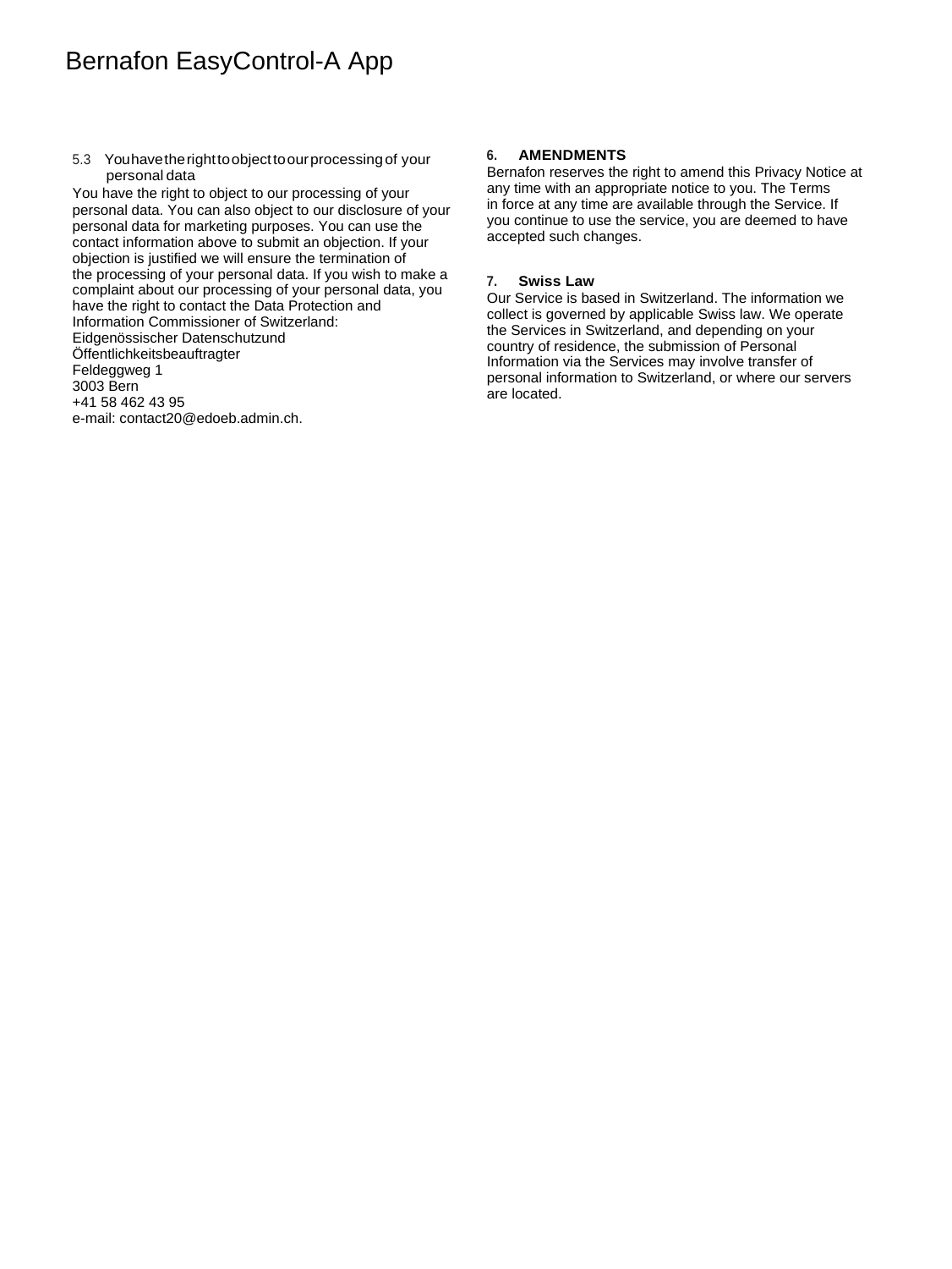### 5.3 You have the right to object to our processing of your personal data

You have the right to object to our processing of your personal data. You can also object to our disclosure of your personal data for marketing purposes. You can use the contact information above to submit an objection. If your objection is justified we will ensure the termination of the processing of your personal data. If you wish to make a complaint about our processing of your personal data, you have the right to contact the Data Protection and Information Commissioner of Switzerland:

Eidgenössischer Datenschutzund
Öffentlichkeitsbeauftragter
Feldeggweg 1
3003 Bern
+41 58 462 43 95
e-mail: contact20@edoeb.admin.ch.

## 6. AMENDMENTS

Bernafon reserves the right to amend this Privacy Notice at any time with an appropriate notice to you. The Terms in force at any time are available through the Service. If you continue to use the service, you are deemed to have accepted such changes.

## 7. Swiss Law

Our Service is based in Switzerland. The information we collect is governed by applicable Swiss law. We operate the Services in Switzerland, and depending on your country of residence, the submission of Personal Information via the Services may involve transfer of personal information to Switzerland, or where our servers are located.